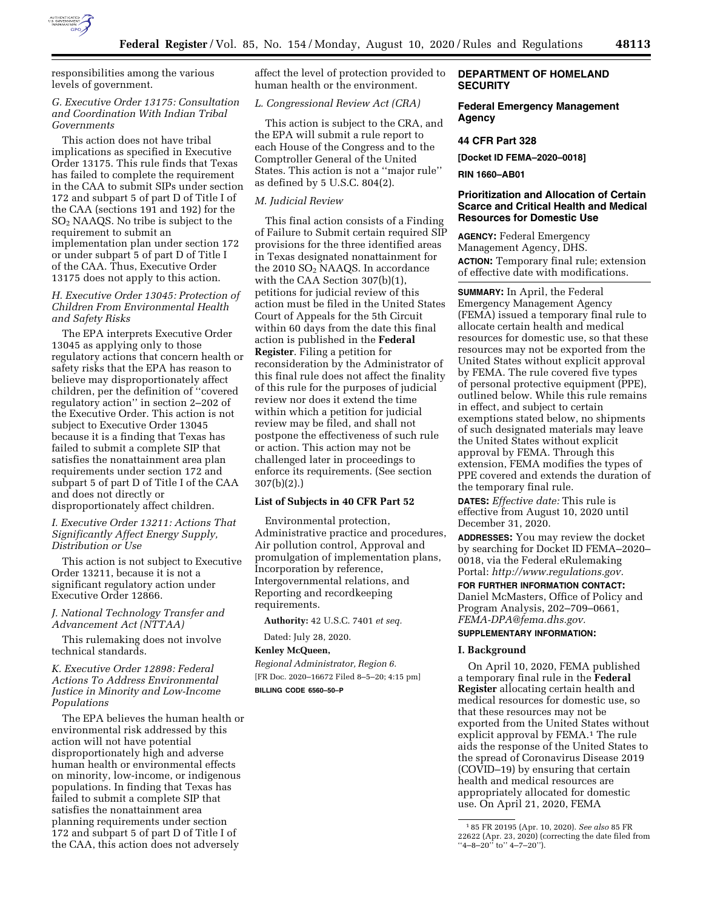responsibilities among the various levels of government.

*G. Executive Order 13175: Consultation and Coordination With Indian Tribal Governments*

This action does not have tribal implications as specified in Executive Order 13175. This rule finds that Texas has failed to complete the requirement in the CAA to submit SIPs under section 172 and subpart 5 of part D of Title I of the CAA (sections 191 and 192) for the $SO_2$ NAAQS. No tribe is subject to the requirement to submit an implementation plan under section 172 or under subpart 5 of part D of Title I of the CAA. Thus, Executive Order 13175 does not apply to this action.

*H. Executive Order 13045: Protection of Children From Environmental Health and Safety Risks*

The EPA interprets Executive Order 13045 as applying only to those regulatory actions that concern health or safety risks that the EPA has reason to believe may disproportionately affect children, per the definition of ''covered regulatory action'' in section 2–202 of the Executive Order. This action is not subject to Executive Order 13045 because it is a finding that Texas has failed to submit a complete SIP that satisfies the nonattainment area plan requirements under section 172 and subpart 5 of part D of Title I of the CAA and does not directly or disproportionately affect children.

*I. Executive Order 13211: Actions That Significantly Affect Energy Supply, Distribution or Use*

This action is not subject to Executive Order 13211, because it is not a significant regulatory action under Executive Order 12866.

*J. National Technology Transfer and Advancement Act (NTTAA)*

This rulemaking does not involve technical standards.

*K. Executive Order 12898: Federal Actions To Address Environmental Justice in Minority and Low-Income Populations*

The EPA believes the human health or environmental risk addressed by this action will not have potential disproportionately high and adverse human health or environmental effects on minority, low-income, or indigenous populations. In finding that Texas has failed to submit a complete SIP that satisfies the nonattainment area planning requirements under section 172 and subpart 5 of part D of Title I of the CAA, this action does not adversely affect the level of protection provided to human health or the environment.

*L. Congressional Review Act (CRA)*

This action is subject to the CRA, and the EPA will submit a rule report to each House of the Congress and to the Comptroller General of the United States. This action is not a ''major rule'' as defined by 5 U.S.C. 804(2).

*M. Judicial Review*

This final action consists of a Finding of Failure to Submit certain required SIP provisions for the three identified areas in Texas designated nonattainment for the 2010 $SO_2$ NAAQS. In accordance with the CAA Section 307(b)(1), petitions for judicial review of this action must be filed in the United States Court of Appeals for the 5th Circuit within 60 days from the date this final action is published in the **Federal Register**. Filing a petition for reconsideration by the Administrator of this final rule does not affect the finality of this rule for the purposes of judicial review nor does it extend the time within which a petition for judicial review may be filed, and shall not postpone the effectiveness of such rule or action. This action may not be challenged later in proceedings to enforce its requirements. (See section 307(b)(2).)

**List of Subjects in 40 CFR Part 52**

Environmental protection, Administrative practice and procedures, Air pollution control, Approval and promulgation of implementation plans, Incorporation by reference, Intergovernmental relations, and Reporting and recordkeeping requirements.

**Authority:** 42 U.S.C. 7401 *et seq.*

Dated: July 28, 2020.

**Kenley McQueen,**

*Regional Administrator, Region 6.*

[FR Doc. 2020–16672 Filed 8–5–20; 4:15 pm]

**BILLING CODE 6560–50–P**

**DEPARTMENT OF HOMELAND SECURITY**

**Federal Emergency Management Agency**

**44 CFR Part 328**

**[Docket ID FEMA–2020–0018]**

**RIN 1660–AB01**

## Prioritization and Allocation of Certain Scarce and Critical Health and Medical Resources for Domestic Use

**AGENCY:** Federal Emergency Management Agency, DHS.

**ACTION:** Temporary final rule; extension of effective date with modifications.

**SUMMARY:** In April, the Federal Emergency Management Agency (FEMA) issued a temporary final rule to allocate certain health and medical resources for domestic use, so that these resources may not be exported from the United States without explicit approval by FEMA. The rule covered five types of personal protective equipment (PPE), outlined below. While this rule remains in effect, and subject to certain exemptions stated below, no shipments of such designated materials may leave the United States without explicit approval by FEMA. Through this extension, FEMA modifies the types of PPE covered and extends the duration of the temporary final rule.

**DATES:** *Effective date:* This rule is effective from August 10, 2020 until December 31, 2020.

**ADDRESSES:** You may review the docket by searching for Docket ID FEMA–2020–0018, via the Federal eRulemaking Portal: *http://www.regulations.gov.*

**FOR FURTHER INFORMATION CONTACT:** Daniel McMasters, Office of Policy and Program Analysis, 202–709–0661, *FEMA-DPA@fema.dhs.gov.*

**SUPPLEMENTARY INFORMATION:**

**I. Background**

On April 10, 2020, FEMA published a temporary final rule in the **Federal Register** allocating certain health and medical resources for domestic use, so that these resources may not be exported from the United States without explicit approval by FEMA.[1] The rule aids the response of the United States to the spread of Coronavirus Disease 2019 (COVID–19) by ensuring that certain health and medical resources are appropriately allocated for domestic use. On April 21, 2020, FEMA

[1] 85 FR 20195 (Apr. 10, 2020). *See also* 85 FR 22622 (Apr. 23, 2020) (correcting the date filed from ''4–8–20'' to'' 4–7–20'').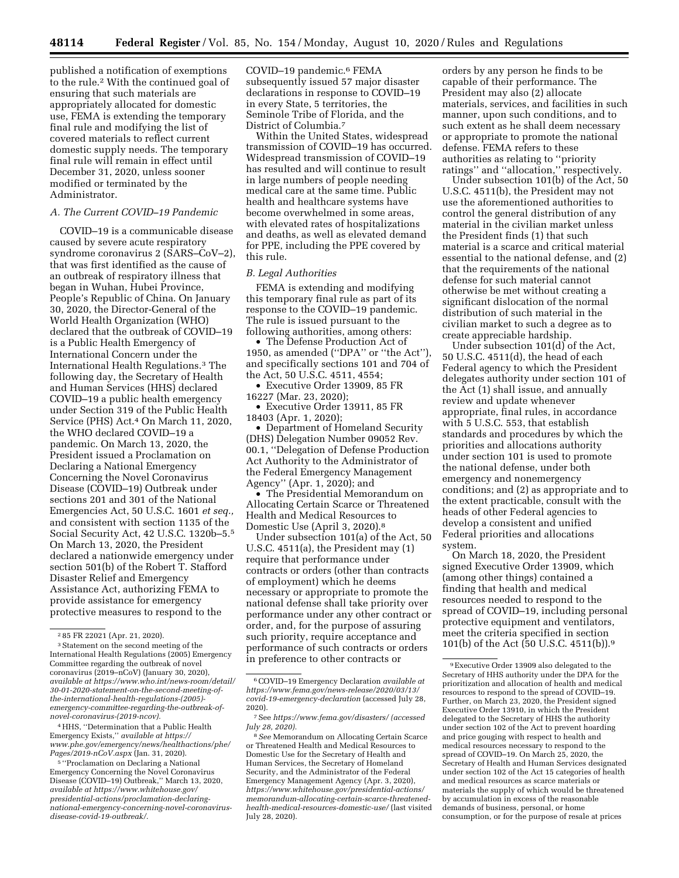published a notification of exemptions to the rule.[2] With the continued goal of ensuring that such materials are appropriately allocated for domestic use, FEMA is extending the temporary final rule and modifying the list of covered materials to reflect current domestic supply needs. The temporary final rule will remain in effect until December 31, 2020, unless sooner modified or terminated by the Administrator.

### A. The Current COVID–19 Pandemic

COVID–19 is a communicable disease caused by severe acute respiratory syndrome coronavirus 2 (SARS–CoV–2), that was first identified as the cause of an outbreak of respiratory illness that began in Wuhan, Hubei Province, People's Republic of China. On January 30, 2020, the Director-General of the World Health Organization (WHO) declared that the outbreak of COVID–19 is a Public Health Emergency of International Concern under the International Health Regulations.[3] The following day, the Secretary of Health and Human Services (HHS) declared COVID–19 a public health emergency under Section 319 of the Public Health Service (PHS) Act.[4] On March 11, 2020, the WHO declared COVID–19 a pandemic. On March 13, 2020, the President issued a Proclamation on Declaring a National Emergency Concerning the Novel Coronavirus Disease (COVID–19) Outbreak under sections 201 and 301 of the National Emergencies Act, 50 U.S.C. 1601 *et seq.,* and consistent with section 1135 of the Social Security Act, 42 U.S.C. 1320b–5.[5] On March 13, 2020, the President declared a nationwide emergency under section 501(b) of the Robert T. Stafford Disaster Relief and Emergency Assistance Act, authorizing FEMA to provide assistance for emergency protective measures to respond to the COVID–19 pandemic.[6] FEMA subsequently issued 57 major disaster declarations in response to COVID–19 in every State, 5 territories, the Seminole Tribe of Florida, and the District of Columbia.[7]

Within the United States, widespread transmission of COVID–19 has occurred. Widespread transmission of COVID–19 has resulted and will continue to result in large numbers of people needing medical care at the same time. Public health and healthcare systems have become overwhelmed in some areas, with elevated rates of hospitalizations and deaths, as well as elevated demand for PPE, including the PPE covered by this rule.

### B. Legal Authorities

FEMA is extending and modifying this temporary final rule as part of its response to the COVID–19 pandemic. The rule is issued pursuant to the following authorities, among others:

- The Defense Production Act of 1950, as amended (''DPA'' or ''the Act''), and specifically sections 101 and 704 of the Act, 50 U.S.C. 4511, 4554;
- Executive Order 13909, 85 FR 16227 (Mar. 23, 2020);
- Executive Order 13911, 85 FR 18403 (Apr. 1, 2020);
- Department of Homeland Security (DHS) Delegation Number 09052 Rev. 00.1, ''Delegation of Defense Production Act Authority to the Administrator of the Federal Emergency Management Agency'' (Apr. 1, 2020); and
- The Presidential Memorandum on Allocating Certain Scarce or Threatened Health and Medical Resources to Domestic Use (April 3, 2020).[8]

Under subsection 101(a) of the Act, 50 U.S.C. 4511(a), the President may (1) require that performance under contracts or orders (other than contracts of employment) which he deems necessary or appropriate to promote the national defense shall take priority over performance under any other contract or order, and, for the purpose of assuring such priority, require acceptance and performance of such contracts or orders in preference to other contracts or orders by any person he finds to be capable of their performance. The President may also (2) allocate materials, services, and facilities in such manner, upon such conditions, and to such extent as he shall deem necessary or appropriate to promote the national defense. FEMA refers to these authorities as relating to ''priority ratings'' and ''allocation,'' respectively.

Under subsection 101(b) of the Act, 50 U.S.C. 4511(b), the President may not use the aforementioned authorities to control the general distribution of any material in the civilian market unless the President finds (1) that such material is a scarce and critical material essential to the national defense, and (2) that the requirements of the national defense for such material cannot otherwise be met without creating a significant dislocation of the normal distribution of such material in the civilian market to such a degree as to create appreciable hardship.

Under subsection 101(d) of the Act, 50 U.S.C. 4511(d), the head of each Federal agency to which the President delegates authority under section 101 of the Act (1) shall issue, and annually review and update whenever appropriate, final rules, in accordance with 5 U.S.C. 553, that establish standards and procedures by which the priorities and allocations authority under section 101 is used to promote the national defense, under both emergency and nonemergency conditions; and (2) as appropriate and to the extent practicable, consult with the heads of other Federal agencies to develop a consistent and unified Federal priorities and allocations system.

On March 18, 2020, the President signed Executive Order 13909, which (among other things) contained a finding that health and medical resources needed to respond to the spread of COVID–19, including personal protective equipment and ventilators, meet the criteria specified in section 101(b) of the Act (50 U.S.C. 4511(b)).[9]

---

[2] 85 FR 22021 (Apr. 21, 2020).

[3] Statement on the second meeting of the International Health Regulations (2005) Emergency Committee regarding the outbreak of novel coronavirus (2019–nCoV) (January 30, 2020), *available at https://www.who.int/news-room/detail/30-01-2020-statement-on-the-second-meeting-of-the-international-health-regulations-(2005)-emergency-committee-regarding-the-outbreak-of-novel-coronavirus-(2019-ncov).*

[4] HHS, ''Determination that a Public Health Emergency Exists,'' *available at https://www.phe.gov/emergency/news/healthactions/phe/Pages/2019-nCoV.aspx* (Jan. 31, 2020).

[5] ''Proclamation on Declaring a National Emergency Concerning the Novel Coronavirus Disease (COVID–19) Outbreak,'' March 13, 2020, *available at https://www.whitehouse.gov/presidential-actions/proclamation-declaring-national-emergency-concerning-novel-coronavirus-disease-covid-19-outbreak/.*

[6] COVID–19 Emergency Declaration *available at https://www.fema.gov/news-release/2020/03/13/covid-19-emergency-declaration* (accessed July 28, 2020).

[7] See *https://www.fema.gov/disasters/ (accessed July 28, 2020).*

[8] *See* Memorandum on Allocating Certain Scarce or Threatened Health and Medical Resources to Domestic Use for the Secretary of Health and Human Services, the Secretary of Homeland Security, and the Administrator of the Federal Emergency Management Agency (Apr. 3, 2020), *https://www.whitehouse.gov/presidential-actions/memorandum-allocating-certain-scarce-threatened-health-medical-resources-domestic-use/* (last visited July 28, 2020).

[9] Executive Order 13909 also delegated to the Secretary of HHS authority under the DPA for the prioritization and allocation of health and medical resources to respond to the spread of COVID–19. Further, on March 23, 2020, the President signed Executive Order 13910, in which the President delegated to the Secretary of HHS the authority under section 102 of the Act to prevent hoarding and price gouging with respect to health and medical resources necessary to respond to the spread of COVID–19. On March 25, 2020, the Secretary of Health and Human Services designated under section 102 of the Act 15 categories of health and medical resources as scarce materials or materials the supply of which would be threatened by accumulation in excess of the reasonable demands of business, personal, or home consumption, or for the purpose of resale at prices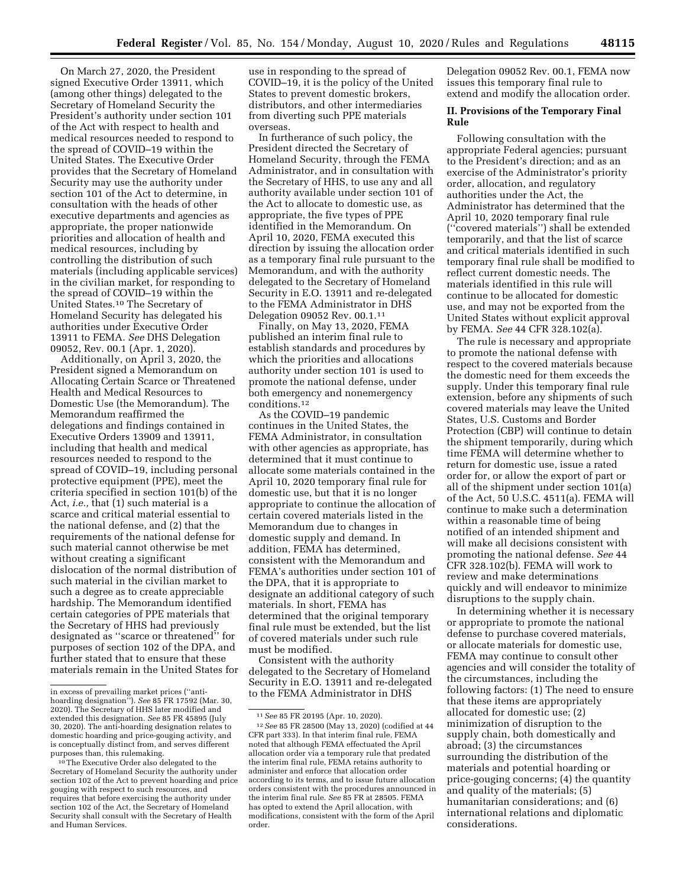On March 27, 2020, the President signed Executive Order 13911, which (among other things) delegated to the Secretary of Homeland Security the President's authority under section 101 of the Act with respect to health and medical resources needed to respond to the spread of COVID–19 within the United States. The Executive Order provides that the Secretary of Homeland Security may use the authority under section 101 of the Act to determine, in consultation with the heads of other executive departments and agencies as appropriate, the proper nationwide priorities and allocation of health and medical resources, including by controlling the distribution of such materials (including applicable services) in the civilian market, for responding to the spread of COVID–19 within the United States.[10] The Secretary of Homeland Security has delegated his authorities under Executive Order 13911 to FEMA. *See* DHS Delegation 09052, Rev. 00.1 (Apr. 1, 2020).

Additionally, on April 3, 2020, the President signed a Memorandum on Allocating Certain Scarce or Threatened Health and Medical Resources to Domestic Use (the Memorandum). The Memorandum reaffirmed the delegations and findings contained in Executive Orders 13909 and 13911, including that health and medical resources needed to respond to the spread of COVID–19, including personal protective equipment (PPE), meet the criteria specified in section 101(b) of the Act, *i.e.,* that (1) such material is a scarce and critical material essential to the national defense, and (2) that the requirements of the national defense for such material cannot otherwise be met without creating a significant dislocation of the normal distribution of such material in the civilian market to such a degree as to create appreciable hardship. The Memorandum identified certain categories of PPE materials that the Secretary of HHS had previously designated as ''scarce or threatened'' for purposes of section 102 of the DPA, and further stated that to ensure that these materials remain in the United States for use in responding to the spread of COVID–19, it is the policy of the United States to prevent domestic brokers, distributors, and other intermediaries from diverting such PPE materials overseas.

In furtherance of such policy, the President directed the Secretary of Homeland Security, through the FEMA Administrator, and in consultation with the Secretary of HHS, to use any and all authority available under section 101 of the Act to allocate to domestic use, as appropriate, the five types of PPE identified in the Memorandum. On April 10, 2020, FEMA executed this direction by issuing the allocation order as a temporary final rule pursuant to the Memorandum, and with the authority delegated to the Secretary of Homeland Security in E.O. 13911 and re-delegated to the FEMA Administrator in DHS Delegation 09052 Rev. 00.1.[11]

Finally, on May 13, 2020, FEMA published an interim final rule to establish standards and procedures by which the priorities and allocations authority under section 101 is used to promote the national defense, under both emergency and nonemergency conditions.[12]

As the COVID–19 pandemic continues in the United States, the FEMA Administrator, in consultation with other agencies as appropriate, has determined that it must continue to allocate some materials contained in the April 10, 2020 temporary final rule for domestic use, but that it is no longer appropriate to continue the allocation of certain covered materials listed in the Memorandum due to changes in domestic supply and demand. In addition, FEMA has determined, consistent with the Memorandum and FEMA's authorities under section 101 of the DPA, that it is appropriate to designate an additional category of such materials. In short, FEMA has determined that the original temporary final rule must be extended, but the list of covered materials under such rule must be modified.

Consistent with the authority delegated to the Secretary of Homeland Security in E.O. 13911 and re-delegated to the FEMA Administrator in DHS Delegation 09052 Rev. 00.1, FEMA now issues this temporary final rule to extend and modify the allocation order.

## II. Provisions of the Temporary Final Rule

Following consultation with the appropriate Federal agencies; pursuant to the President's direction; and as an exercise of the Administrator's priority order, allocation, and regulatory authorities under the Act, the Administrator has determined that the April 10, 2020 temporary final rule (''covered materials'') shall be extended temporarily, and that the list of scarce and critical materials identified in such temporary final rule shall be modified to reflect current domestic needs. The materials identified in this rule will continue to be allocated for domestic use, and may not be exported from the United States without explicit approval by FEMA. *See* 44 CFR 328.102(a).

The rule is necessary and appropriate to promote the national defense with respect to the covered materials because the domestic need for them exceeds the supply. Under this temporary final rule extension, before any shipments of such covered materials may leave the United States, U.S. Customs and Border Protection (CBP) will continue to detain the shipment temporarily, during which time FEMA will determine whether to return for domestic use, issue a rated order for, or allow the export of part or all of the shipment under section 101(a) of the Act, 50 U.S.C. 4511(a). FEMA will continue to make such a determination within a reasonable time of being notified of an intended shipment and will make all decisions consistent with promoting the national defense. *See* 44 CFR 328.102(b). FEMA will work to review and make determinations quickly and will endeavor to minimize disruptions to the supply chain.

In determining whether it is necessary or appropriate to promote the national defense to purchase covered materials, or allocate materials for domestic use, FEMA may continue to consult other agencies and will consider the totality of the circumstances, including the following factors: (1) The need to ensure that these items are appropriately allocated for domestic use; (2) minimization of disruption to the supply chain, both domestically and abroad; (3) the circumstances surrounding the distribution of the materials and potential hoarding or price-gouging concerns; (4) the quantity and quality of the materials; (5) humanitarian considerations; and (6) international relations and diplomatic considerations.

---

in excess of prevailing market prices (''anti-hoarding designation''). *See* 85 FR 17592 (Mar. 30, 2020). The Secretary of HHS later modified and extended this designation. *See* 85 FR 45895 (July 30, 2020). The anti-hoarding designation relates to domestic hoarding and price-gouging activity, and is conceptually distinct from, and serves different purposes than, this rulemaking.

[10] The Executive Order also delegated to the Secretary of Homeland Security the authority under section 102 of the Act to prevent hoarding and price gouging with respect to such resources, and requires that before exercising the authority under section 102 of the Act, the Secretary of Homeland Security shall consult with the Secretary of Health and Human Services.

[11] *See* 85 FR 20195 (Apr. 10, 2020).

[12] *See* 85 FR 28500 (May 13, 2020) (codified at 44 CFR part 333). In that interim final rule, FEMA noted that although FEMA effectuated the April allocation order via a temporary rule that predated the interim final rule, FEMA retains authority to administer and enforce that allocation order according to its terms, and to issue future allocation orders consistent with the procedures announced in the interim final rule. *See* 85 FR at 28505. FEMA has opted to extend the April allocation, with modifications, consistent with the form of the April order.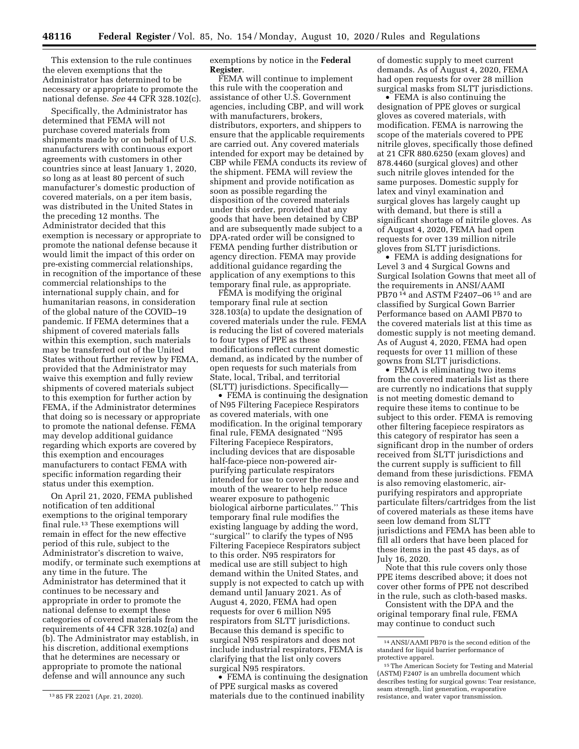This extension to the rule continues the eleven exemptions that the Administrator has determined to be necessary or appropriate to promote the national defense. *See* 44 CFR 328.102(c).

Specifically, the Administrator has determined that FEMA will not purchase covered materials from shipments made by or on behalf of U.S. manufacturers with continuous export agreements with customers in other countries since at least January 1, 2020, so long as at least 80 percent of such manufacturer's domestic production of covered materials, on a per item basis, was distributed in the United States in the preceding 12 months. The Administrator decided that this exemption is necessary or appropriate to promote the national defense because it would limit the impact of this order on pre-existing commercial relationships, in recognition of the importance of these commercial relationships to the international supply chain, and for humanitarian reasons, in consideration of the global nature of the COVID–19 pandemic. If FEMA determines that a shipment of covered materials falls within this exemption, such materials may be transferred out of the United States without further review by FEMA, provided that the Administrator may waive this exemption and fully review shipments of covered materials subject to this exemption for further action by FEMA, if the Administrator determines that doing so is necessary or appropriate to promote the national defense. FEMA may develop additional guidance regarding which exports are covered by this exemption and encourages manufacturers to contact FEMA with specific information regarding their status under this exemption.

On April 21, 2020, FEMA published notification of ten additional exemptions to the original temporary final rule.[13] These exemptions will remain in effect for the new effective period of this rule, subject to the Administrator's discretion to waive, modify, or terminate such exemptions at any time in the future. The Administrator has determined that it continues to be necessary and appropriate in order to promote the national defense to exempt these categories of covered materials from the requirements of 44 CFR 328.102(a) and (b). The Administrator may establish, in his discretion, additional exemptions that he determines are necessary or appropriate to promote the national defense and will announce any such exemptions by notice in the **Federal Register**.

FEMA will continue to implement this rule with the cooperation and assistance of other U.S. Government agencies, including CBP, and will work with manufacturers, brokers, distributors, exporters, and shippers to ensure that the applicable requirements are carried out. Any covered materials intended for export may be detained by CBP while FEMA conducts its review of the shipment. FEMA will review the shipment and provide notification as soon as possible regarding the disposition of the covered materials under this order, provided that any goods that have been detained by CBP and are subsequently made subject to a DPA-rated order will be consigned to FEMA pending further distribution or agency direction. FEMA may provide additional guidance regarding the application of any exemptions to this temporary final rule, as appropriate.

FEMA is modifying the original temporary final rule at section 328.103(a) to update the designation of covered materials under the rule. FEMA is reducing the list of covered materials to four types of PPE as these modifications reflect current domestic demand, as indicated by the number of open requests for such materials from State, local, Tribal, and territorial (SLTT) jurisdictions. Specifically—

- FEMA is continuing the designation of N95 Filtering Facepiece Respirators as covered materials, with one modification. In the original temporary final rule, FEMA designated ''N95 Filtering Facepiece Respirators, including devices that are disposable half-face-piece non-powered air-purifying particulate respirators intended for use to cover the nose and mouth of the wearer to help reduce wearer exposure to pathogenic biological airborne particulates.'' This temporary final rule modifies the existing language by adding the word, ''surgical'' to clarify the types of N95 Filtering Facepiece Respirators subject to this order. N95 respirators for medical use are still subject to high demand within the United States, and supply is not expected to catch up with demand until January 2021. As of August 4, 2020, FEMA had open requests for over 6 million N95 respirators from SLTT jurisdictions. Because this demand is specific to surgical N95 respirators and does not include industrial respirators, FEMA is clarifying that the list only covers surgical N95 respirators.
- FEMA is continuing the designation of PPE surgical masks as covered materials due to the continued inability of domestic supply to meet current demands. As of August 4, 2020, FEMA had open requests for over 28 million surgical masks from SLTT jurisdictions.
- FEMA is also continuing the designation of PPE gloves or surgical gloves as covered materials, with modification. FEMA is narrowing the scope of the materials covered to PPE nitrile gloves, specifically those defined at 21 CFR 880.6250 (exam gloves) and 878.4460 (surgical gloves) and other such nitrile gloves intended for the same purposes. Domestic supply for latex and vinyl examination and surgical gloves has largely caught up with demand, but there is still a significant shortage of nitrile gloves. As of August 4, 2020, FEMA had open requests for over 139 million nitrile gloves from SLTT jurisdictions.
- FEMA is adding designations for Level 3 and 4 Surgical Gowns and Surgical Isolation Gowns that meet all of the requirements in ANSI/AAMI PB70[14] and ASTM F2407–06[15] and are classified by Surgical Gown Barrier Performance based on AAMI PB70 to the covered materials list at this time as domestic supply is not meeting demand. As of August 4, 2020, FEMA had open requests for over 11 million of these gowns from SLTT jurisdictions.
- FEMA is eliminating two items from the covered materials list as there are currently no indications that supply is not meeting domestic demand to require these items to continue to be subject to this order. FEMA is removing other filtering facepiece respirators as this category of respirator has seen a significant drop in the number of orders received from SLTT jurisdictions and the current supply is sufficient to fill demand from these jurisdictions. FEMA is also removing elastomeric, air-purifying respirators and appropriate particulate filters/cartridges from the list of covered materials as these items have seen low demand from SLTT jurisdictions and FEMA has been able to fill all orders that have been placed for these items in the past 45 days, as of July 16, 2020.

Note that this rule covers only those PPE items described above; it does not cover other forms of PPE not described in the rule, such as cloth-based masks.

Consistent with the DPA and the original temporary final rule, FEMA may continue to conduct such

---

[13] 85 FR 22021 (Apr. 21, 2020).

[14] ANSI/AAMI PB70 is the second edition of the standard for liquid barrier performance of protective apparel.

[15] The American Society for Testing and Material (ASTM) F2407 is an umbrella document which describes testing for surgical gowns: Tear resistance, seam strength, lint generation, evaporative resistance, and water vapor transmission.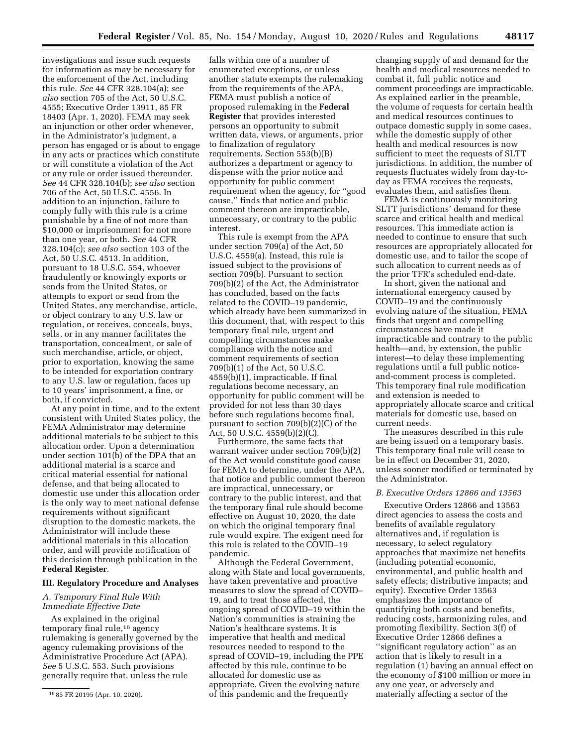investigations and issue such requests for information as may be necessary for the enforcement of the Act, including this rule. *See* 44 CFR 328.104(a); *see also* section 705 of the Act, 50 U.S.C. 4555; Executive Order 13911, 85 FR 18403 (Apr. 1, 2020). FEMA may seek an injunction or other order whenever, in the Administrator's judgment, a person has engaged or is about to engage in any acts or practices which constitute or will constitute a violation of the Act or any rule or order issued thereunder. *See* 44 CFR 328.104(b); *see also* section 706 of the Act, 50 U.S.C. 4556. In addition to an injunction, failure to comply fully with this rule is a crime punishable by a fine of not more than $10,000 or imprisonment for not more than one year, or both. *See* 44 CFR 328.104(c); *see also* section 103 of the Act, 50 U.S.C. 4513. In addition, pursuant to 18 U.S.C. 554, whoever fraudulently or knowingly exports or sends from the United States, or attempts to export or send from the United States, any merchandise, article, or object contrary to any U.S. law or regulation, or receives, conceals, buys, sells, or in any manner facilitates the transportation, concealment, or sale of such merchandise, article, or object, prior to exportation, knowing the same to be intended for exportation contrary to any U.S. law or regulation, faces up to 10 years' imprisonment, a fine, or both, if convicted.

At any point in time, and to the extent consistent with United States policy, the FEMA Administrator may determine additional materials to be subject to this allocation order. Upon a determination under section 101(b) of the DPA that an additional material is a scarce and critical material essential for national defense, and that being allocated to domestic use under this allocation order is the only way to meet national defense requirements without significant disruption to the domestic markets, the Administrator will include these additional materials in this allocation order, and will provide notification of this decision through publication in the **Federal Register**.

## III. Regulatory Procedure and Analyses

### *A. Temporary Final Rule With Immediate Effective Date*

As explained in the original temporary final rule,[16] agency rulemaking is generally governed by the agency rulemaking provisions of the Administrative Procedure Act (APA). *See* 5 U.S.C. 553. Such provisions generally require that, unless the rule falls within one of a number of enumerated exceptions, or unless another statute exempts the rulemaking from the requirements of the APA, FEMA must publish a notice of proposed rulemaking in the **Federal Register** that provides interested persons an opportunity to submit written data, views, or arguments, prior to finalization of regulatory requirements. Section 553(b)(B) authorizes a department or agency to dispense with the prior notice and opportunity for public comment requirement when the agency, for ''good cause,'' finds that notice and public comment thereon are impracticable, unnecessary, or contrary to the public interest.

This rule is exempt from the APA under section 709(a) of the Act, 50 U.S.C. 4559(a). Instead, this rule is issued subject to the provisions of section 709(b). Pursuant to section 709(b)(2) of the Act, the Administrator has concluded, based on the facts related to the COVID–19 pandemic, which already have been summarized in this document, that, with respect to this temporary final rule, urgent and compelling circumstances make compliance with the notice and comment requirements of section 709(b)(1) of the Act, 50 U.S.C. 4559(b)(1), impracticable. If final regulations become necessary, an opportunity for public comment will be provided for not less than 30 days before such regulations become final, pursuant to section 709(b)(2)(C) of the Act, 50 U.S.C. 4559(b)(2)(C).

Furthermore, the same facts that warrant waiver under section 709(b)(2) of the Act would constitute good cause for FEMA to determine, under the APA, that notice and public comment thereon are impractical, unnecessary, or contrary to the public interest, and that the temporary final rule should become effective on August 10, 2020, the date on which the original temporary final rule would expire. The exigent need for this rule is related to the COVID–19 pandemic.

Although the Federal Government, along with State and local governments, have taken preventative and proactive measures to slow the spread of COVID–19, and to treat those affected, the ongoing spread of COVID–19 within the Nation's communities is straining the Nation's healthcare systems. It is imperative that health and medical resources needed to respond to the spread of COVID–19, including the PPE affected by this rule, continue to be allocated for domestic use as appropriate. Given the evolving nature of this pandemic and the frequently changing supply of and demand for the health and medical resources needed to combat it, full public notice and comment proceedings are impracticable. As explained earlier in the preamble, the volume of requests for certain health and medical resources continues to outpace domestic supply in some cases, while the domestic supply of other health and medical resources is now sufficient to meet the requests of SLTT jurisdictions. In addition, the number of requests fluctuates widely from day-to-day as FEMA receives the requests, evaluates them, and satisfies them.

FEMA is continuously monitoring SLTT jurisdictions' demand for these scarce and critical health and medical resources. This immediate action is needed to continue to ensure that such resources are appropriately allocated for domestic use, and to tailor the scope of such allocation to current needs as of the prior TFR's scheduled end-date.

In short, given the national and international emergency caused by COVID–19 and the continuously evolving nature of the situation, FEMA finds that urgent and compelling circumstances have made it impracticable and contrary to the public health—and, by extension, the public interest—to delay these implementing regulations until a full public notice-and-comment process is completed. This temporary final rule modification and extension is needed to appropriately allocate scarce and critical materials for domestic use, based on current needs.

The measures described in this rule are being issued on a temporary basis. This temporary final rule will cease to be in effect on December 31, 2020, unless sooner modified or terminated by the Administrator.

### *B. Executive Orders 12866 and 13563*

Executive Orders 12866 and 13563 direct agencies to assess the costs and benefits of available regulatory alternatives and, if regulation is necessary, to select regulatory approaches that maximize net benefits (including potential economic, environmental, and public health and safety effects; distributive impacts; and equity). Executive Order 13563 emphasizes the importance of quantifying both costs and benefits, reducing costs, harmonizing rules, and promoting flexibility. Section 3(f) of Executive Order 12866 defines a ''significant regulatory action'' as an action that is likely to result in a regulation (1) having an annual effect on the economy of $100 million or more in any one year, or adversely and materially affecting a sector of the

[16] 85 FR 20195 (Apr. 10, 2020).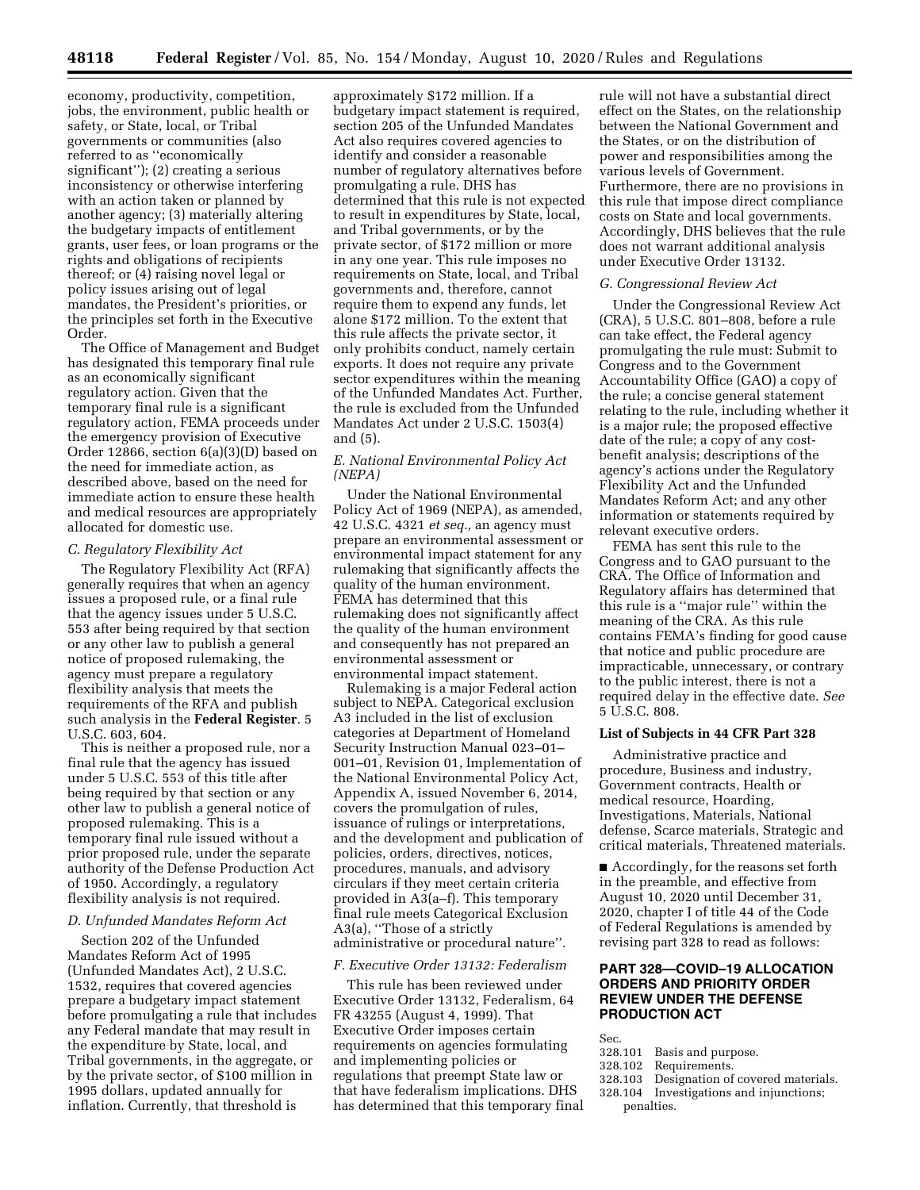economy, productivity, competition, jobs, the environment, public health or safety, or State, local, or Tribal governments or communities (also referred to as "economically significant"); (2) creating a serious inconsistency or otherwise interfering with an action taken or planned by another agency; (3) materially altering the budgetary impacts of entitlement grants, user fees, or loan programs or the rights and obligations of recipients thereof; or (4) raising novel legal or policy issues arising out of legal mandates, the President's priorities, or the principles set forth in the Executive Order.

The Office of Management and Budget has designated this temporary final rule as an economically significant regulatory action. Given that the temporary final rule is a significant regulatory action, FEMA proceeds under the emergency provision of Executive Order 12866, section 6(a)(3)(D) based on the need for immediate action, as described above, based on the need for immediate action to ensure these health and medical resources are appropriately allocated for domestic use.

### C. Regulatory Flexibility Act

The Regulatory Flexibility Act (RFA) generally requires that when an agency issues a proposed rule, or a final rule that the agency issues under 5 U.S.C. 553 after being required by that section or any other law to publish a general notice of proposed rulemaking, the agency must prepare a regulatory flexibility analysis that meets the requirements of the RFA and publish such analysis in the **Federal Register**. 5 U.S.C. 603, 604.

This is neither a proposed rule, nor a final rule that the agency has issued under 5 U.S.C. 553 of this title after being required by that section or any other law to publish a general notice of proposed rulemaking. This is a temporary final rule issued without a prior proposed rule, under the separate authority of the Defense Production Act of 1950. Accordingly, a regulatory flexibility analysis is not required.

### D. Unfunded Mandates Reform Act

Section 202 of the Unfunded Mandates Reform Act of 1995 (Unfunded Mandates Act), 2 U.S.C. 1532, requires that covered agencies prepare a budgetary impact statement before promulgating a rule that includes any Federal mandate that may result in the expenditure by State, local, and Tribal governments, in the aggregate, or by the private sector, of $100 million in 1995 dollars, updated annually for inflation. Currently, that threshold is approximately $172 million. If a budgetary impact statement is required, section 205 of the Unfunded Mandates Act also requires covered agencies to identify and consider a reasonable number of regulatory alternatives before promulgating a rule. DHS has determined that this rule is not expected to result in expenditures by State, local, and Tribal governments, or by the private sector, of $172 million or more in any one year. This rule imposes no requirements on State, local, and Tribal governments and, therefore, cannot require them to expend any funds, let alone $172 million. To the extent that this rule affects the private sector, it only prohibits conduct, namely certain exports. It does not require any private sector expenditures within the meaning of the Unfunded Mandates Act. Further, the rule is excluded from the Unfunded Mandates Act under 2 U.S.C. 1503(4) and (5).

### E. National Environmental Policy Act (NEPA)

Under the National Environmental Policy Act of 1969 (NEPA), as amended, 42 U.S.C. 4321 *et seq.,* an agency must prepare an environmental assessment or environmental impact statement for any rulemaking that significantly affects the quality of the human environment. FEMA has determined that this rulemaking does not significantly affect the quality of the human environment and consequently has not prepared an environmental assessment or environmental impact statement.

Rulemaking is a major Federal action subject to NEPA. Categorical exclusion A3 included in the list of exclusion categories at Department of Homeland Security Instruction Manual 023–01–001–01, Revision 01, Implementation of the National Environmental Policy Act, Appendix A, issued November 6, 2014, covers the promulgation of rules, issuance of rulings or interpretations, and the development and publication of policies, orders, directives, notices, procedures, manuals, and advisory circulars if they meet certain criteria provided in A3(a–f). This temporary final rule meets Categorical Exclusion A3(a), "Those of a strictly administrative or procedural nature".

### F. Executive Order 13132: Federalism

This rule has been reviewed under Executive Order 13132, Federalism, 64 FR 43255 (August 4, 1999). That Executive Order imposes certain requirements on agencies formulating and implementing policies or regulations that preempt State law or that have federalism implications. DHS has determined that this temporary final rule will not have a substantial direct effect on the States, on the relationship between the National Government and the States, or on the distribution of power and responsibilities among the various levels of Government. Furthermore, there are no provisions in this rule that impose direct compliance costs on State and local governments. Accordingly, DHS believes that the rule does not warrant additional analysis under Executive Order 13132.

### G. Congressional Review Act

Under the Congressional Review Act (CRA), 5 U.S.C. 801–808, before a rule can take effect, the Federal agency promulgating the rule must: Submit to Congress and to the Government Accountability Office (GAO) a copy of the rule; a concise general statement relating to the rule, including whether it is a major rule; the proposed effective date of the rule; a copy of any cost-benefit analysis; descriptions of the agency's actions under the Regulatory Flexibility Act and the Unfunded Mandates Reform Act; and any other information or statements required by relevant executive orders.

FEMA has sent this rule to the Congress and to GAO pursuant to the CRA. The Office of Information and Regulatory affairs has determined that this rule is a "major rule" within the meaning of the CRA. As this rule contains FEMA's finding for good cause that notice and public procedure are impracticable, unnecessary, or contrary to the public interest, there is not a required delay in the effective date. *See* 5 U.S.C. 808.

**List of Subjects in 44 CFR Part 328**

Administrative practice and procedure, Business and industry, Government contracts, Health or medical resource, Hoarding, Investigations, Materials, National defense, Scarce materials, Strategic and critical materials, Threatened materials.

■ Accordingly, for the reasons set forth in the preamble, and effective from August 10, 2020 until December 31, 2020, chapter I of title 44 of the Code of Federal Regulations is amended by revising part 328 to read as follows:

## PART 328—COVID–19 ALLOCATION ORDERS AND PRIORITY ORDER REVIEW UNDER THE DEFENSE PRODUCTION ACT

Sec.
328.101 Basis and purpose.
328.102 Requirements.
328.103 Designation of covered materials.
328.104 Investigations and injunctions; penalties.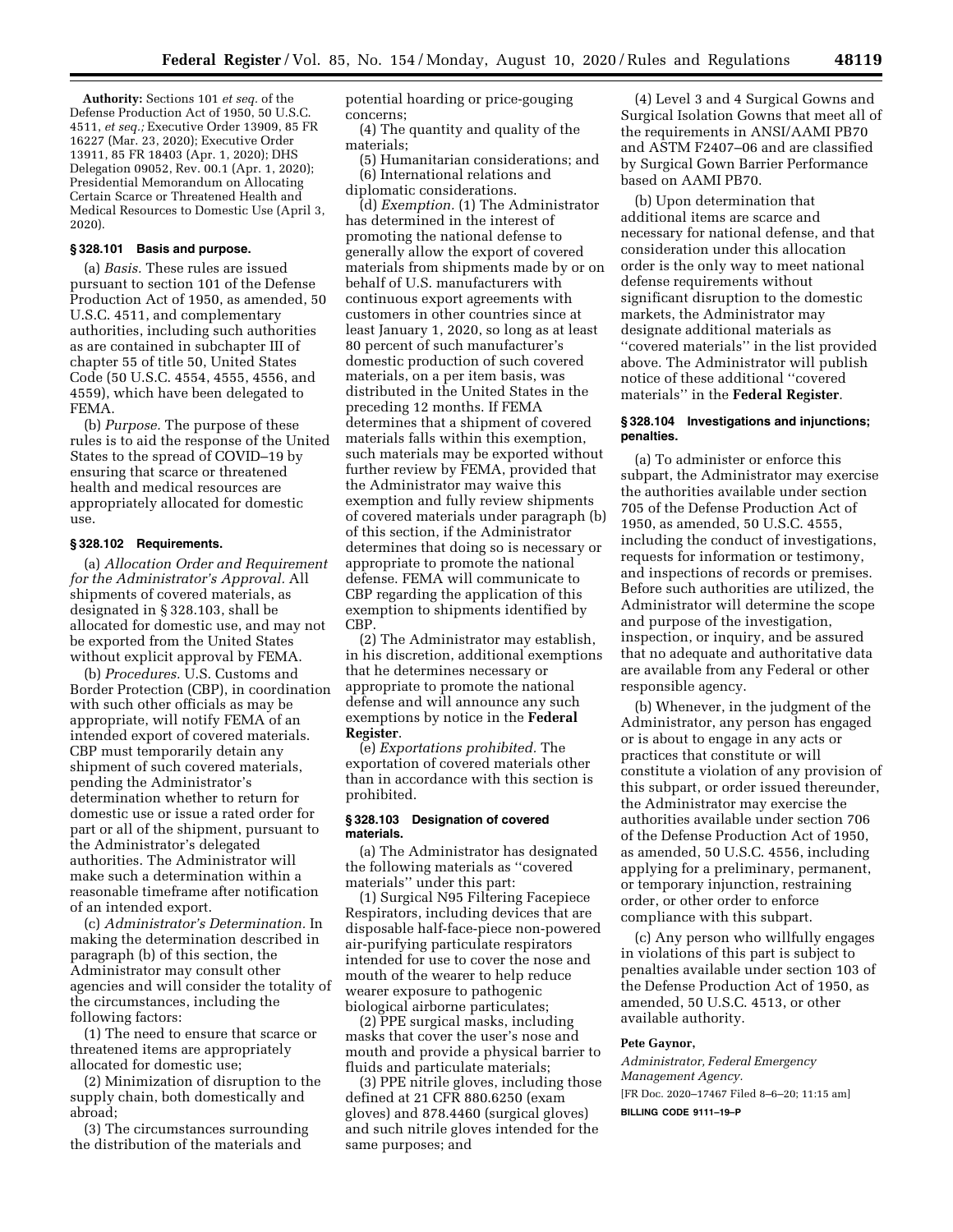**Authority:** Sections 101 *et seq.* of the Defense Production Act of 1950, 50 U.S.C. 4511, *et seq.;* Executive Order 13909, 85 FR 16227 (Mar. 23, 2020); Executive Order 13911, 85 FR 18403 (Apr. 1, 2020); DHS Delegation 09052, Rev. 00.1 (Apr. 1, 2020); Presidential Memorandum on Allocating Certain Scarce or Threatened Health and Medical Resources to Domestic Use (April 3, 2020).

### § 328.101 Basis and purpose.

(a) *Basis.* These rules are issued pursuant to section 101 of the Defense Production Act of 1950, as amended, 50 U.S.C. 4511, and complementary authorities, including such authorities as are contained in subchapter III of chapter 55 of title 50, United States Code (50 U.S.C. 4554, 4555, 4556, and 4559), which have been delegated to FEMA.

(b) *Purpose.* The purpose of these rules is to aid the response of the United States to the spread of COVID–19 by ensuring that scarce or threatened health and medical resources are appropriately allocated for domestic use.

### § 328.102 Requirements.

(a) *Allocation Order and Requirement for the Administrator's Approval.* All shipments of covered materials, as designated in § 328.103, shall be allocated for domestic use, and may not be exported from the United States without explicit approval by FEMA.

(b) *Procedures.* U.S. Customs and Border Protection (CBP), in coordination with such other officials as may be appropriate, will notify FEMA of an intended export of covered materials. CBP must temporarily detain any shipment of such covered materials, pending the Administrator's determination whether to return for domestic use or issue a rated order for part or all of the shipment, pursuant to the Administrator's delegated authorities. The Administrator will make such a determination within a reasonable timeframe after notification of an intended export.

(c) *Administrator's Determination.* In making the determination described in paragraph (b) of this section, the Administrator may consult other agencies and will consider the totality of the circumstances, including the following factors:

(1) The need to ensure that scarce or threatened items are appropriately allocated for domestic use;

(2) Minimization of disruption to the supply chain, both domestically and abroad;

(3) The circumstances surrounding the distribution of the materials and potential hoarding or price-gouging concerns;

(4) The quantity and quality of the materials;

(5) Humanitarian considerations; and

(6) International relations and diplomatic considerations.

(d) *Exemption.* (1) The Administrator has determined in the interest of promoting the national defense to generally allow the export of covered materials from shipments made by or on behalf of U.S. manufacturers with continuous export agreements with customers in other countries since at least January 1, 2020, so long as at least 80 percent of such manufacturer's domestic production of such covered materials, on a per item basis, was distributed in the United States in the preceding 12 months. If FEMA determines that a shipment of covered materials falls within this exemption, such materials may be exported without further review by FEMA, provided that the Administrator may waive this exemption and fully review shipments of covered materials under paragraph (b) of this section, if the Administrator determines that doing so is necessary or appropriate to promote the national defense. FEMA will communicate to CBP regarding the application of this exemption to shipments identified by CBP.

(2) The Administrator may establish, in his discretion, additional exemptions that he determines necessary or appropriate to promote the national defense and will announce any such exemptions by notice in the **Federal Register**.

(e) *Exportations prohibited.* The exportation of covered materials other than in accordance with this section is prohibited.

### § 328.103 Designation of covered materials.

(a) The Administrator has designated the following materials as ''covered materials'' under this part:

(1) Surgical N95 Filtering Facepiece Respirators, including devices that are disposable half-face-piece non-powered air-purifying particulate respirators intended for use to cover the nose and mouth of the wearer to help reduce wearer exposure to pathogenic biological airborne particulates;

(2) PPE surgical masks, including masks that cover the user's nose and mouth and provide a physical barrier to fluids and particulate materials;

(3) PPE nitrile gloves, including those defined at 21 CFR 880.6250 (exam gloves) and 878.4460 (surgical gloves) and such nitrile gloves intended for the same purposes; and

(4) Level 3 and 4 Surgical Gowns and Surgical Isolation Gowns that meet all of the requirements in ANSI/AAMI PB70 and ASTM F2407–06 and are classified by Surgical Gown Barrier Performance based on AAMI PB70.

(b) Upon determination that additional items are scarce and necessary for national defense, and that consideration under this allocation order is the only way to meet national defense requirements without significant disruption to the domestic markets, the Administrator may designate additional materials as ''covered materials'' in the list provided above. The Administrator will publish notice of these additional ''covered materials'' in the **Federal Register**.

### § 328.104 Investigations and injunctions; penalties.

(a) To administer or enforce this subpart, the Administrator may exercise the authorities available under section 705 of the Defense Production Act of 1950, as amended, 50 U.S.C. 4555, including the conduct of investigations, requests for information or testimony, and inspections of records or premises. Before such authorities are utilized, the Administrator will determine the scope and purpose of the investigation, inspection, or inquiry, and be assured that no adequate and authoritative data are available from any Federal or other responsible agency.

(b) Whenever, in the judgment of the Administrator, any person has engaged or is about to engage in any acts or practices that constitute or will constitute a violation of any provision of this subpart, or order issued thereunder, the Administrator may exercise the authorities available under section 706 of the Defense Production Act of 1950, as amended, 50 U.S.C. 4556, including applying for a preliminary, permanent, or temporary injunction, restraining order, or other order to enforce compliance with this subpart.

(c) Any person who willfully engages in violations of this part is subject to penalties available under section 103 of the Defense Production Act of 1950, as amended, 50 U.S.C. 4513, or other available authority.

**Pete Gaynor,**

*Administrator, Federal Emergency Management Agency.*

[FR Doc. 2020–17467 Filed 8–6–20; 11:15 am]

**BILLING CODE 9111–19–P**